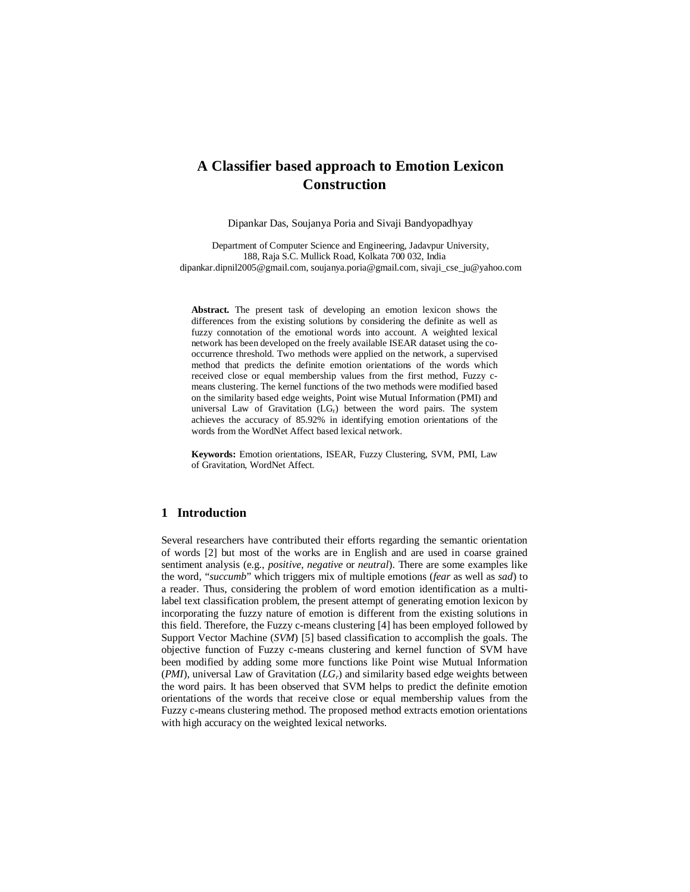# A Classifier based approach to Emotion Lexicon Construction

Dipankar Das, Soujanya Poria and Sivaji Bandyopadhyay

Department of Computer Science and Engineering, Jadavpur University,
188, Raja S.C. Mullick Road, Kolkata 700 032, India
dipankar.dipnil2005@gmail.com, soujanya.poria@gmail.com, sivaji_cse_ju@yahoo.com

**Abstract.** The present task of developing an emotion lexicon shows the differences from the existing solutions by considering the definite as well as fuzzy connotation of the emotional words into account. A weighted lexical network has been developed on the freely available ISEAR dataset using the co-occurrence threshold. Two methods were applied on the network, a supervised method that predicts the definite emotion orientations of the words which received close or equal membership values from the first method, Fuzzy c-means clustering. The kernel functions of the two methods were modified based on the similarity based edge weights, Point wise Mutual Information (PMI) and universal Law of Gravitation ($LG_r$) between the word pairs. The system achieves the accuracy of 85.92% in identifying emotion orientations of the words from the WordNet Affect based lexical network.

**Keywords:** Emotion orientations, ISEAR, Fuzzy Clustering, SVM, PMI, Law of Gravitation, WordNet Affect.

## 1 Introduction

Several researchers have contributed their efforts regarding the semantic orientation of words [2] but most of the works are in English and are used in coarse grained sentiment analysis (e.g., *positive*, *negative* or *neutral*). There are some examples like the word, "*succumb*" which triggers mix of multiple emotions (*fear* as well as *sad*) to a reader. Thus, considering the problem of word emotion identification as a multi-label text classification problem, the present attempt of generating emotion lexicon by incorporating the fuzzy nature of emotion is different from the existing solutions in this field. Therefore, the Fuzzy c-means clustering [4] has been employed followed by Support Vector Machine (*SVM*) [5] based classification to accomplish the goals. The objective function of Fuzzy c-means clustering and kernel function of SVM have been modified by adding some more functions like Point wise Mutual Information (*PMI*), universal Law of Gravitation ($LG_r$) and similarity based edge weights between the word pairs. It has been observed that SVM helps to predict the definite emotion orientations of the words that receive close or equal membership values from the Fuzzy c-means clustering method. The proposed method extracts emotion orientations with high accuracy on the weighted lexical networks.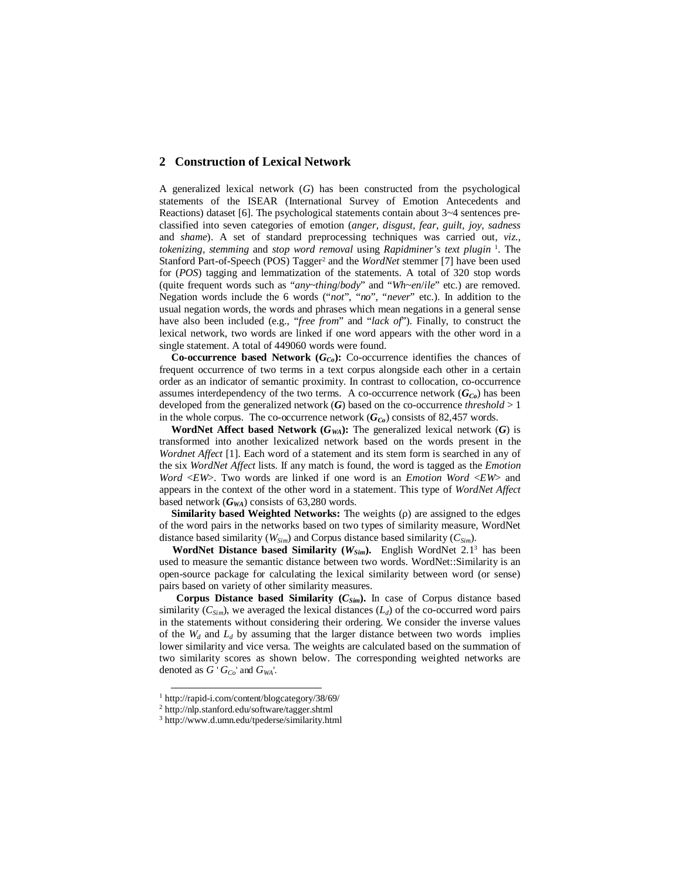## 2 Construction of Lexical Network

A generalized lexical network ($G$) has been constructed from the psychological statements of the ISEAR (International Survey of Emotion Antecedents and Reactions) dataset [6]. The psychological statements contain about 3~4 sentences pre-classified into seven categories of emotion (*anger*, *disgust*, *fear*, *guilt*, *joy*, *sadness* and *shame*). A set of standard preprocessing techniques was carried out, *viz.*, *tokenizing*, *stemming* and *stop word removal* using *Rapidminer's text plugin* [1]. The Stanford Part-of-Speech (POS) Tagger[2] and the *WordNet* stemmer [7] have been used for (*POS*) tagging and lemmatization of the statements. A total of 320 stop words (quite frequent words such as "*any~thing*/*body*" and "*Wh~en*/*ile*" etc.) are removed. Negation words include the 6 words ("*not*", "*no*", "*never*" etc.). In addition to the usual negation words, the words and phrases which mean negations in a general sense have also been included (e.g., "*free from*" and "*lack of*"). Finally, to construct the lexical network, two words are linked if one word appears with the other word in a single statement. A total of 449060 words were found.

**Co-occurrence based Network ($G_{Co}$):** Co-occurrence identifies the chances of frequent occurrence of two terms in a text corpus alongside each other in a certain order as an indicator of semantic proximity. In contrast to collocation, co-occurrence assumes interdependency of the two terms. A co-occurrence network ($G_{Co}$) has been developed from the generalized network ($G$) based on the co-occurrence *threshold* > 1 in the whole corpus. The co-occurrence network ($G_{Co}$) consists of 82,457 words.

**WordNet Affect based Network ($G_{WA}$):** The generalized lexical network ($G$) is transformed into another lexicalized network based on the words present in the *Wordnet Affect* [1]. Each word of a statement and its stem form is searched in any of the six *WordNet Affect* lists. If any match is found, the word is tagged as the *Emotion Word* <*EW*>. Two words are linked if one word is an *Emotion Word* <*EW*> and appears in the context of the other word in a statement. This type of *WordNet Affect* based network ($G_{WA}$) consists of 63,280 words.

**Similarity based Weighted Networks:** The weights (ρ) are assigned to the edges of the word pairs in the networks based on two types of similarity measure, WordNet distance based similarity ($W_{Sim}$) and Corpus distance based similarity ($C_{Sim}$).

**WordNet Distance based Similarity ($W_{Sim}$).** English WordNet 2.1[3] has been used to measure the semantic distance between two words. WordNet::Similarity is an open-source package for calculating the lexical similarity between word (or sense) pairs based on variety of other similarity measures.

**Corpus Distance based Similarity ($C_{Sim}$).** In case of Corpus distance based similarity ($C_{Sim}$), we averaged the lexical distances ($L_d$) of the co-occurred word pairs in the statements without considering their ordering. We consider the inverse values of the $W_d$ and $L_d$ by assuming that the larger distance between two words implies lower similarity and vice versa. The weights are calculated based on the summation of two similarity scores as shown below. The corresponding weighted networks are denoted as $G'$ $G_{Co}'$ and $G_{WA}'$.

---

[1] http://rapid-i.com/content/blogcategory/38/69/

[2] http://nlp.stanford.edu/software/tagger.shtml

[3] http://www.d.umn.edu/tpederse/similarity.html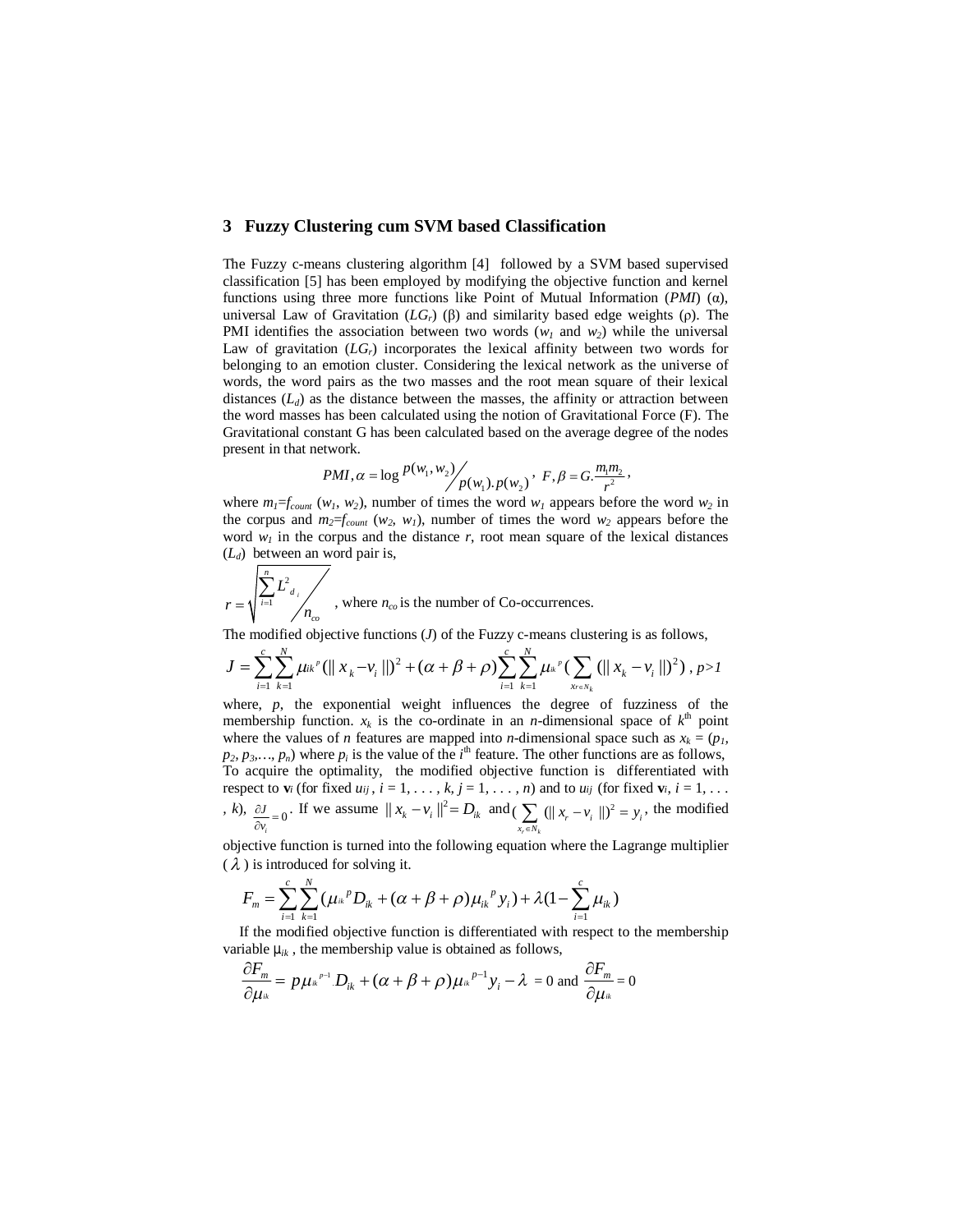## 3 Fuzzy Clustering cum SVM based Classification

The Fuzzy c-means clustering algorithm [4] followed by a SVM based supervised classification [5] has been employed by modifying the objective function and kernel functions using three more functions like Point of Mutual Information (*PMI*) (α), universal Law of Gravitation ($LG_r$) (β) and similarity based edge weights (ρ). The PMI identifies the association between two words ($w_1$ and $w_2$) while the universal Law of gravitation ($LG_r$) incorporates the lexical affinity between two words for belonging to an emotion cluster. Considering the lexical network as the universe of words, the word pairs as the two masses and the root mean square of their lexical distances ($L_d$) as the distance between the masses, the affinity or attraction between the word masses has been calculated using the notion of Gravitational Force (F). The Gravitational constant G has been calculated based on the average degree of the nodes present in that network.

$$PMI, \alpha = \log \frac{p(w_1, w_2)}{p(w_1).p(w_2)}, \quad F, \beta = G.\frac{m_1 m_2}{r^2},$$

where $m_1$=$f_{count}$ ($w_1$, $w_2$), number of times the word $w_1$ appears before the word $w_2$ in the corpus and $m_2$=$f_{count}$ ($w_2$, $w_1$), number of times the word $w_2$ appears before the word $w_1$ in the corpus and the distance $r$, root mean square of the lexical distances ($L_d$) between an word pair is,

$$r = \sqrt{\frac{\sum_{i=1}^{n} L_{d_i}^2}{n_{co}}}$$

, where $n_{co}$ is the number of Co-occurrences.

The modified objective functions ($J$) of the Fuzzy c-means clustering is as follows,

$$J = \sum_{i=1}^{c}\sum_{k=1}^{N} \mu_{ik}{}^{p}(\| x_k - v_i \|)^2 + (\alpha + \beta + \rho)\sum_{i=1}^{c}\sum_{k=1}^{N} \mu_{ik}{}^{p}\Big(\sum_{x_r \in N_k} (\| x_k - v_i \|)^2\Big), \; p>1$$

where, $p$, the exponential weight influences the degree of fuzziness of the membership function. $x_k$ is the co-ordinate in an $n$-dimensional space of $k^{\text{th}}$ point where the values of $n$ features are mapped into $n$-dimensional space such as $x_k = (p_1, p_2, p_3, \ldots, p_n)$ where $p_i$ is the value of the $i^{\text{th}}$ feature. The other functions are as follows, To acquire the optimality, the modified objective function is differentiated with respect to $\mathbf{v}_i$ (for fixed $u_{ij}$, $i = 1, \ldots, k$, $j = 1, \ldots, n$) and to $u_{ij}$ (for fixed $\mathbf{v}_i$, $i = 1, \ldots, k$), $\frac{\partial J}{\partial v_i} = 0$. If we assume $\| x_k - v_i \|^2 = D_{ik}$ and $\Big(\sum_{x_r \in N_k} (\| x_r - v_i \|)^2 = y_i$, the modified objective function is turned into the following equation where the Lagrange multiplier ($\lambda$) is introduced for solving it.

$$F_m = \sum_{i=1}^{c}\sum_{k=1}^{N} (\mu_{ik}{}^{p} D_{ik} + (\alpha + \beta + \rho)\mu_{ik}{}^{p} y_i) + \lambda(1 - \sum_{i=1}^{c} \mu_{ik})$$

If the modified objective function is differentiated with respect to the membership variable $\mu_{ik}$, the membership value is obtained as follows,

$$\frac{\partial F_m}{\partial \mu_{ik}} = p\mu_{ik}{}^{p-1}.D_{ik} + (\alpha + \beta + \rho)\mu_{ik}{}^{p-1} y_i - \lambda = 0 \text{ and } \frac{\partial F_m}{\partial \mu_{ik}} = 0$$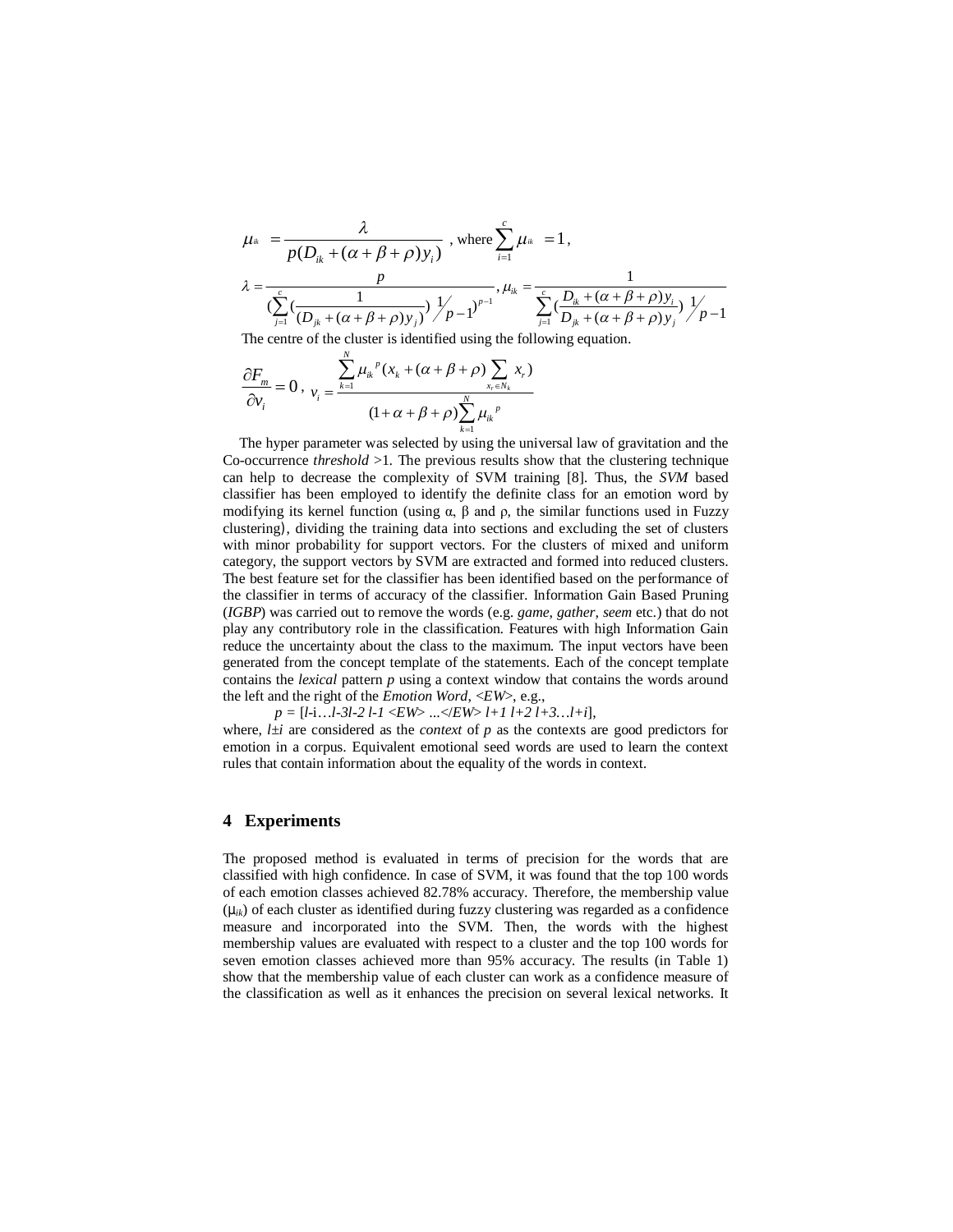$$\mu_{ik} = \frac{\lambda}{p(D_{ik} + (\alpha+\beta+\rho)y_i)} \text{ , where } \sum_{i=1}^{c} \mu_{ik} = 1,$$

$$\lambda = \frac{p}{(\sum_{j=1}^{c}(\frac{1}{(D_{jk}+(\alpha+\beta+\rho)y_j)})^{1/p-1})^{p-1}}, \mu_{ik} = \frac{1}{\sum_{j=1}^{c}(\frac{D_{ik}+(\alpha+\beta+\rho)y_i}{D_{jk}+(\alpha+\beta+\rho)y_j})^{1/p-1}}$$

The centre of the cluster is identified using the following equation.

$$\frac{\partial F_m}{\partial v_i} = 0\, , \; v_i = \frac{\sum_{k=1}^{N} \mu_{ik}{}^{p}(x_k + (\alpha+\beta+\rho)\sum_{x_r \in N_k} x_r)}{(1+\alpha+\beta+\rho)\sum_{k=1}^{N} \mu_{ik}{}^{p}}$$

The hyper parameter was selected by using the universal law of gravitation and the Co-occurrence *threshold* >1. The previous results show that the clustering technique can help to decrease the complexity of SVM training [8]. Thus, the *SVM* based classifier has been employed to identify the definite class for an emotion word by modifying its kernel function (using α, β and ρ, the similar functions used in Fuzzy clustering), dividing the training data into sections and excluding the set of clusters with minor probability for support vectors. For the clusters of mixed and uniform category, the support vectors by SVM are extracted and formed into reduced clusters. The best feature set for the classifier has been identified based on the performance of the classifier in terms of accuracy of the classifier. Information Gain Based Pruning (*IGBP*) was carried out to remove the words (e.g. *game*, *gather*, *seem* etc.) that do not play any contributory role in the classification. Features with high Information Gain reduce the uncertainty about the class to the maximum. The input vectors have been generated from the concept template of the statements. Each of the concept template contains the *lexical* pattern *p* using a context window that contains the words around the left and the right of the *Emotion Word*, <*EW*>, e.g.,

*p* = [*l*-i…*l-3l-2 l-1* <*EW*> ...</*EW*> *l+1 l+2 l+3…l+i*],

where, $l \pm i$ are considered as the *context* of *p* as the contexts are good predictors for emotion in a corpus. Equivalent emotional seed words are used to learn the context rules that contain information about the equality of the words in context.

## 4 Experiments

The proposed method is evaluated in terms of precision for the words that are classified with high confidence. In case of SVM, it was found that the top 100 words of each emotion classes achieved 82.78% accuracy. Therefore, the membership value ($\mu_{ik}$) of each cluster as identified during fuzzy clustering was regarded as a confidence measure and incorporated into the SVM. Then, the words with the highest membership values are evaluated with respect to a cluster and the top 100 words for seven emotion classes achieved more than 95% accuracy. The results (in Table 1) show that the membership value of each cluster can work as a confidence measure of the classification as well as it enhances the precision on several lexical networks. It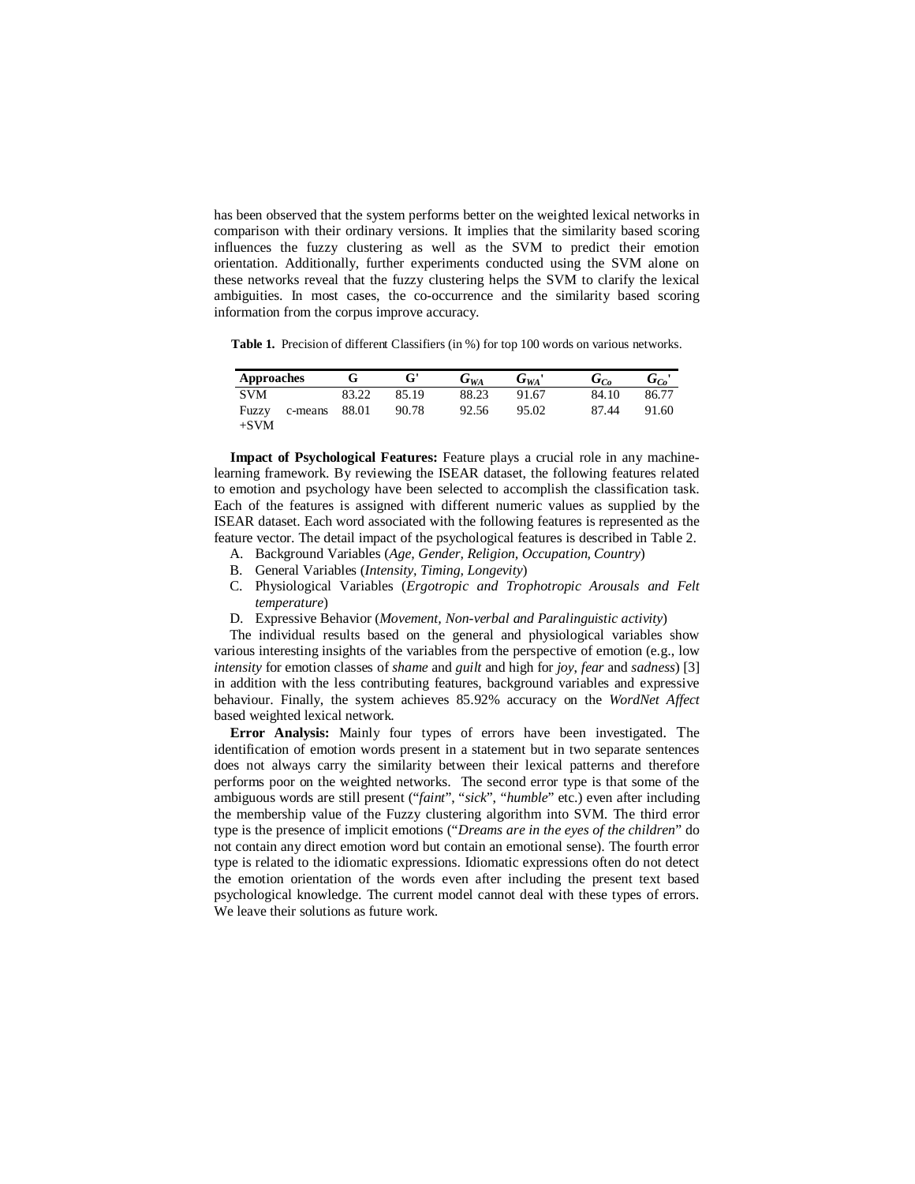has been observed that the system performs better on the weighted lexical networks in comparison with their ordinary versions. It implies that the similarity based scoring influences the fuzzy clustering as well as the SVM to predict their emotion orientation. Additionally, further experiments conducted using the SVM alone on these networks reveal that the fuzzy clustering helps the SVM to clarify the lexical ambiguities. In most cases, the co-occurrence and the similarity based scoring information from the corpus improve accuracy.

**Table 1.** Precision of different Classifiers (in %) for top 100 words on various networks.

| Approaches | G | G' | $G_{WA}$ | $G_{WA}'$ | $G_{Co}$ | $G_{Co}'$ |
|---|---|---|---|---|---|---|
| SVM | 83.22 | 85.19 | 88.23 | 91.67 | 84.10 | 86.77 |
| Fuzzy c-means +SVM | 88.01 | 90.78 | 92.56 | 95.02 | 87.44 | 91.60 |

**Impact of Psychological Features:** Feature plays a crucial role in any machine-learning framework. By reviewing the ISEAR dataset, the following features related to emotion and psychology have been selected to accomplish the classification task. Each of the features is assigned with different numeric values as supplied by the ISEAR dataset. Each word associated with the following features is represented as the feature vector. The detail impact of the psychological features is described in Table 2.

A. Background Variables (*Age, Gender, Religion, Occupation, Country*)
B. General Variables (*Intensity, Timing, Longevity*)
C. Physiological Variables (*Ergotropic and Trophotropic Arousals and Felt temperature*)
D. Expressive Behavior (*Movement, Non-verbal and Paralinguistic activity*)

The individual results based on the general and physiological variables show various interesting insights of the variables from the perspective of emotion (e.g., low *intensity* for emotion classes of *shame* and *guilt* and high for *joy, fear* and *sadness*) [3] in addition with the less contributing features, background variables and expressive behaviour. Finally, the system achieves 85.92% accuracy on the *WordNet Affect* based weighted lexical network.

**Error Analysis:** Mainly four types of errors have been investigated. The identification of emotion words present in a statement but in two separate sentences does not always carry the similarity between their lexical patterns and therefore performs poor on the weighted networks. The second error type is that some of the ambiguous words are still present ("*faint*", "*sick*", "*humble*" etc.) even after including the membership value of the Fuzzy clustering algorithm into SVM. The third error type is the presence of implicit emotions ("*Dreams are in the eyes of the children*" do not contain any direct emotion word but contain an emotional sense). The fourth error type is related to the idiomatic expressions. Idiomatic expressions often do not detect the emotion orientation of the words even after including the present text based psychological knowledge. The current model cannot deal with these types of errors. We leave their solutions as future work.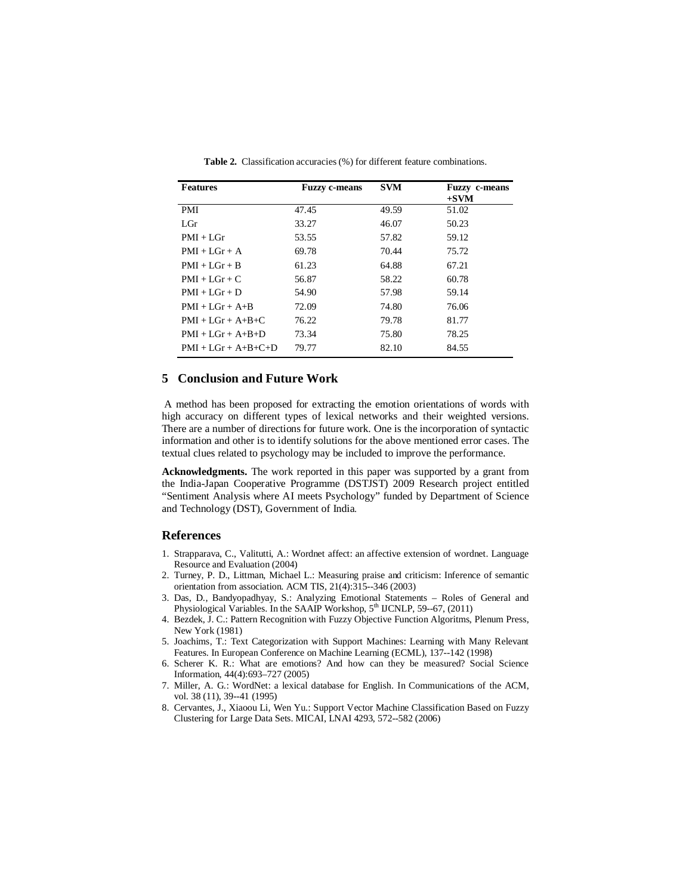**Table 2.** Classification accuracies (%) for different feature combinations.

| Features | Fuzzy c-means | SVM | Fuzzy c-means +SVM |
|---|---|---|---|
| PMI | 47.45 | 49.59 | 51.02 |
| LGr | 33.27 | 46.07 | 50.23 |
| PMI + LGr | 53.55 | 57.82 | 59.12 |
| PMI + LGr + A | 69.78 | 70.44 | 75.72 |
| PMI + LGr + B | 61.23 | 64.88 | 67.21 |
| PMI + LGr + C | 56.87 | 58.22 | 60.78 |
| PMI + LGr + D | 54.90 | 57.98 | 59.14 |
| PMI + LGr + A+B | 72.09 | 74.80 | 76.06 |
| PMI + LGr + A+B+C | 76.22 | 79.78 | 81.77 |
| PMI + LGr + A+B+D | 73.34 | 75.80 | 78.25 |
| PMI + LGr + A+B+C+D | 79.77 | 82.10 | 84.55 |

## 5 Conclusion and Future Work

A method has been proposed for extracting the emotion orientations of words with high accuracy on different types of lexical networks and their weighted versions. There are a number of directions for future work. One is the incorporation of syntactic information and other is to identify solutions for the above mentioned error cases. The textual clues related to psychology may be included to improve the performance.

**Acknowledgments.** The work reported in this paper was supported by a grant from the India-Japan Cooperative Programme (DSTJST) 2009 Research project entitled "Sentiment Analysis where AI meets Psychology" funded by Department of Science and Technology (DST), Government of India.

## References

1. Strapparava, C., Valitutti, A.: Wordnet affect: an affective extension of wordnet. Language Resource and Evaluation (2004)
2. Turney, P. D., Littman, Michael L.: Measuring praise and criticism: Inference of semantic orientation from association. ACM TIS, 21(4):315--346 (2003)
3. Das, D., Bandyopadhyay, S.: Analyzing Emotional Statements – Roles of General and Physiological Variables. In the SAAIP Workshop, 5th IJCNLP, 59--67, (2011)
4. Bezdek, J. C.: Pattern Recognition with Fuzzy Objective Function Algoritms, Plenum Press, New York (1981)
5. Joachims, T.: Text Categorization with Support Machines: Learning with Many Relevant Features. In European Conference on Machine Learning (ECML), 137--142 (1998)
6. Scherer K. R.: What are emotions? And how can they be measured? Social Science Information, 44(4):693–727 (2005)
7. Miller, A. G.: WordNet: a lexical database for English. In Communications of the ACM, vol. 38 (11), 39--41 (1995)
8. Cervantes, J., Xiaoou Li, Wen Yu.: Support Vector Machine Classification Based on Fuzzy Clustering for Large Data Sets. MICAI, LNAI 4293, 572--582 (2006)